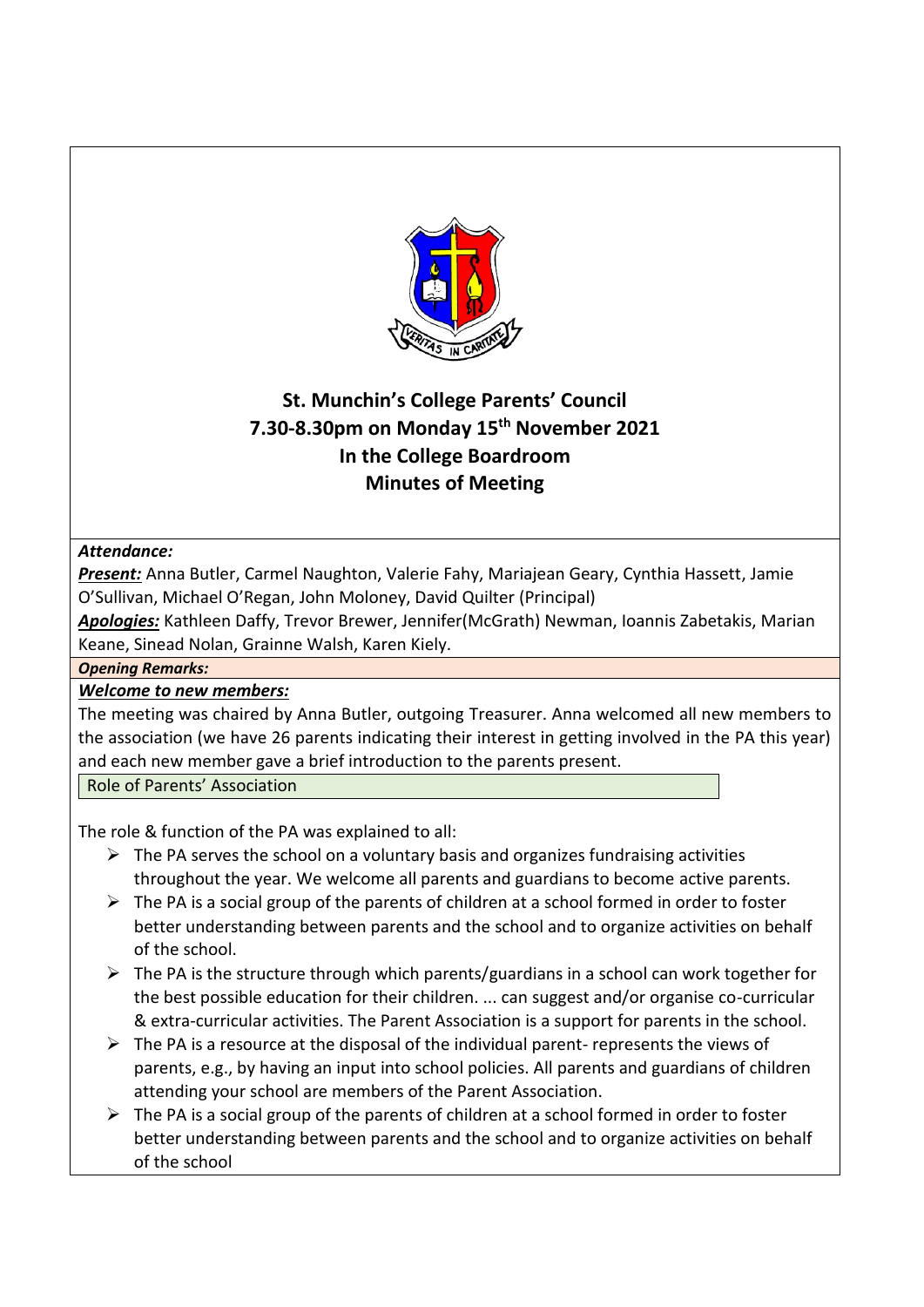# St. Munchin's College Parents' Council
## 7.30-8.30pm on Monday 15th November 2021
## In the College Boardroom
## Minutes of Meeting

***Attendance:***

***Present:*** Anna Butler, Carmel Naughton, Valerie Fahy, Mariajean Geary, Cynthia Hassett, Jamie O'Sullivan, Michael O'Regan, John Moloney, David Quilter (Principal)

***Apologies:*** Kathleen Daffy, Trevor Brewer, Jennifer(McGrath) Newman, Ioannis Zabetakis, Marian Keane, Sinead Nolan, Grainne Walsh, Karen Kiely.

***Opening Remarks:***

***Welcome to new members:***

The meeting was chaired by Anna Butler, outgoing Treasurer. Anna welcomed all new members to the association (we have 26 parents indicating their interest in getting involved in the PA this year) and each new member gave a brief introduction to the parents present.

Role of Parents' Association

The role & function of the PA was explained to all:

- The PA serves the school on a voluntary basis and organizes fundraising activities throughout the year. We welcome all parents and guardians to become active parents.
- The PA is a social group of the parents of children at a school formed in order to foster better understanding between parents and the school and to organize activities on behalf of the school.
- The PA is the structure through which parents/guardians in a school can work together for the best possible education for their children. ... can suggest and/or organise co-curricular & extra-curricular activities. The Parent Association is a support for parents in the school.
- The PA is a resource at the disposal of the individual parent- represents the views of parents, e.g., by having an input into school policies. All parents and guardians of children attending your school are members of the Parent Association.
- The PA is a social group of the parents of children at a school formed in order to foster better understanding between parents and the school and to organize activities on behalf of the school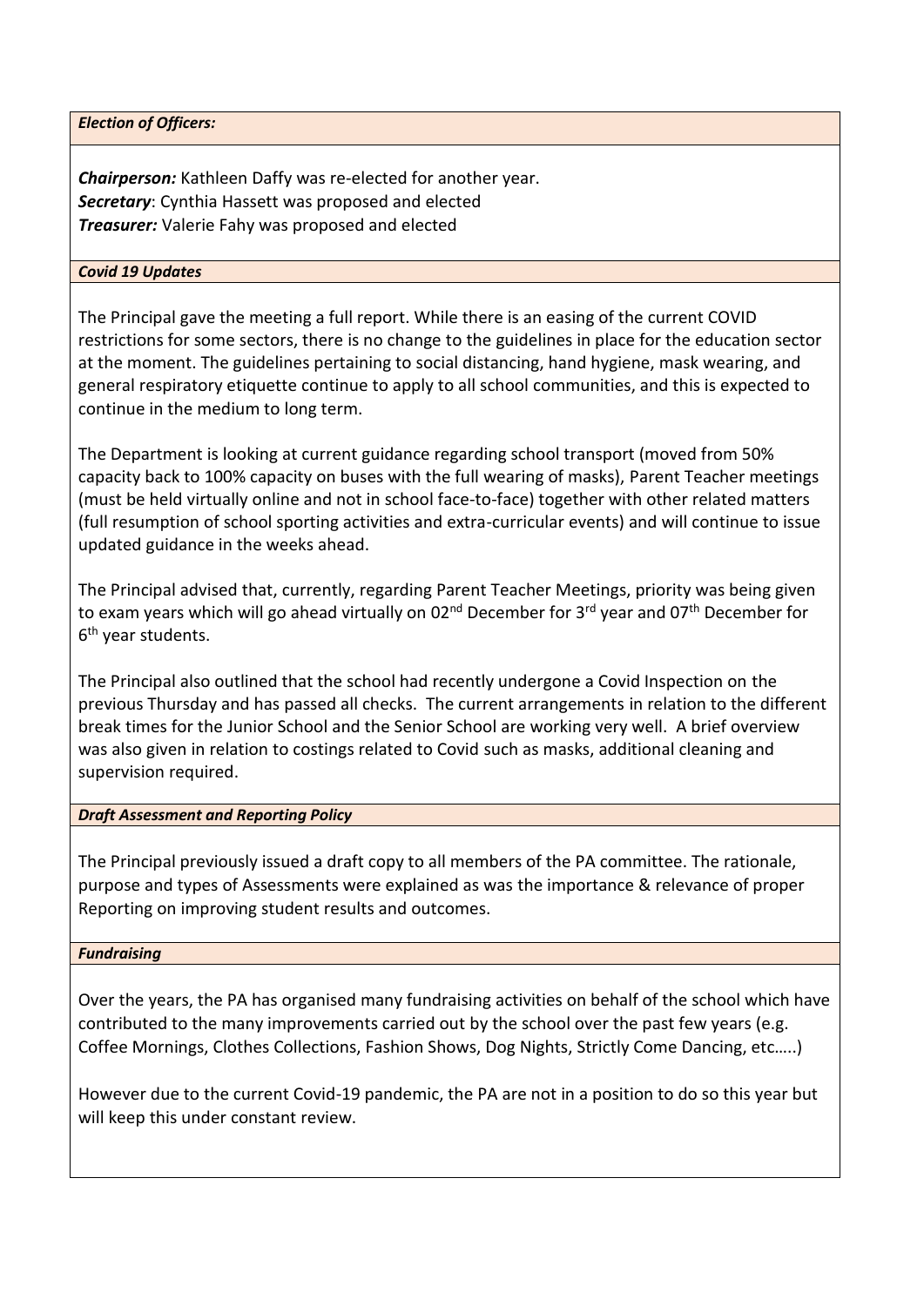***Election of Officers:***

***Chairperson:*** Kathleen Daffy was re-elected for another year.
***Secretary***: Cynthia Hassett was proposed and elected
***Treasurer:*** Valerie Fahy was proposed and elected

***Covid 19 Updates***

The Principal gave the meeting a full report. While there is an easing of the current COVID restrictions for some sectors, there is no change to the guidelines in place for the education sector at the moment. The guidelines pertaining to social distancing, hand hygiene, mask wearing, and general respiratory etiquette continue to apply to all school communities, and this is expected to continue in the medium to long term.

The Department is looking at current guidance regarding school transport (moved from 50% capacity back to 100% capacity on buses with the full wearing of masks), Parent Teacher meetings (must be held virtually online and not in school face-to-face) together with other related matters (full resumption of school sporting activities and extra-curricular events) and will continue to issue updated guidance in the weeks ahead.

The Principal advised that, currently, regarding Parent Teacher Meetings, priority was being given to exam years which will go ahead virtually on 02nd December for 3rd year and 07th December for 6th year students.

The Principal also outlined that the school had recently undergone a Covid Inspection on the previous Thursday and has passed all checks. The current arrangements in relation to the different break times for the Junior School and the Senior School are working very well. A brief overview was also given in relation to costings related to Covid such as masks, additional cleaning and supervision required.

***Draft Assessment and Reporting Policy***

The Principal previously issued a draft copy to all members of the PA committee. The rationale, purpose and types of Assessments were explained as was the importance & relevance of proper Reporting on improving student results and outcomes.

***Fundraising***

Over the years, the PA has organised many fundraising activities on behalf of the school which have contributed to the many improvements carried out by the school over the past few years (e.g. Coffee Mornings, Clothes Collections, Fashion Shows, Dog Nights, Strictly Come Dancing, etc…..)

However due to the current Covid-19 pandemic, the PA are not in a position to do so this year but will keep this under constant review.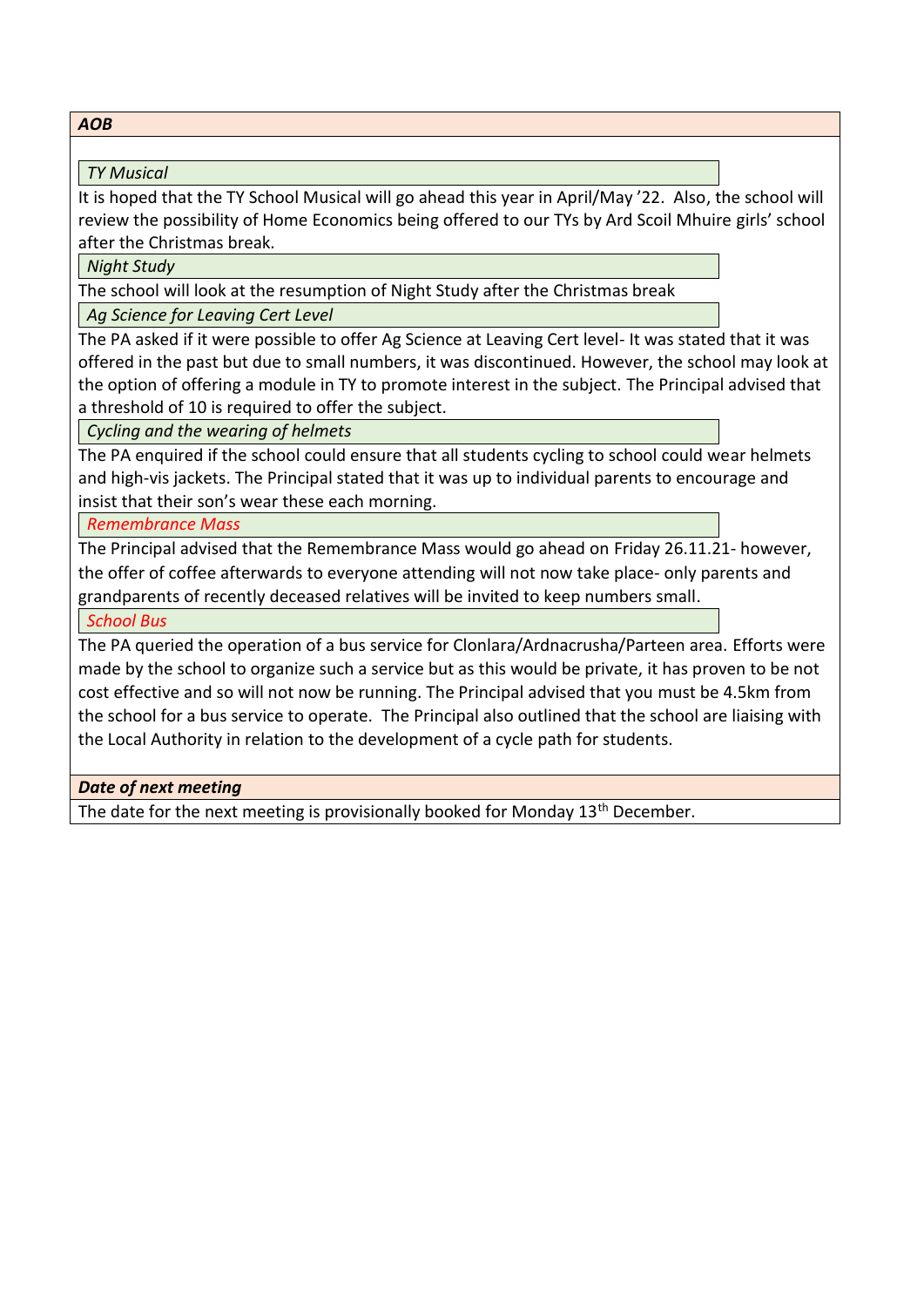## *AOB*

### *TY Musical*

It is hoped that the TY School Musical will go ahead this year in April/May '22. Also, the school will review the possibility of Home Economics being offered to our TYs by Ard Scoil Mhuire girls' school after the Christmas break.

### *Night Study*

The school will look at the resumption of Night Study after the Christmas break

### *Ag Science for Leaving Cert Level*

The PA asked if it were possible to offer Ag Science at Leaving Cert level- It was stated that it was offered in the past but due to small numbers, it was discontinued. However, the school may look at the option of offering a module in TY to promote interest in the subject. The Principal advised that a threshold of 10 is required to offer the subject.

### *Cycling and the wearing of helmets*

The PA enquired if the school could ensure that all students cycling to school could wear helmets and high-vis jackets. The Principal stated that it was up to individual parents to encourage and insist that their son's wear these each morning.

### *Remembrance Mass*

The Principal advised that the Remembrance Mass would go ahead on Friday 26.11.21- however, the offer of coffee afterwards to everyone attending will not now take place- only parents and grandparents of recently deceased relatives will be invited to keep numbers small.

### *School Bus*

The PA queried the operation of a bus service for Clonlara/Ardnacrusha/Parteen area. Efforts were made by the school to organize such a service but as this would be private, it has proven to be not cost effective and so will not now be running. The Principal advised that you must be 4.5km from the school for a bus service to operate. The Principal also outlined that the school are liaising with the Local Authority in relation to the development of a cycle path for students.

## *Date of next meeting*

The date for the next meeting is provisionally booked for Monday 13th December.